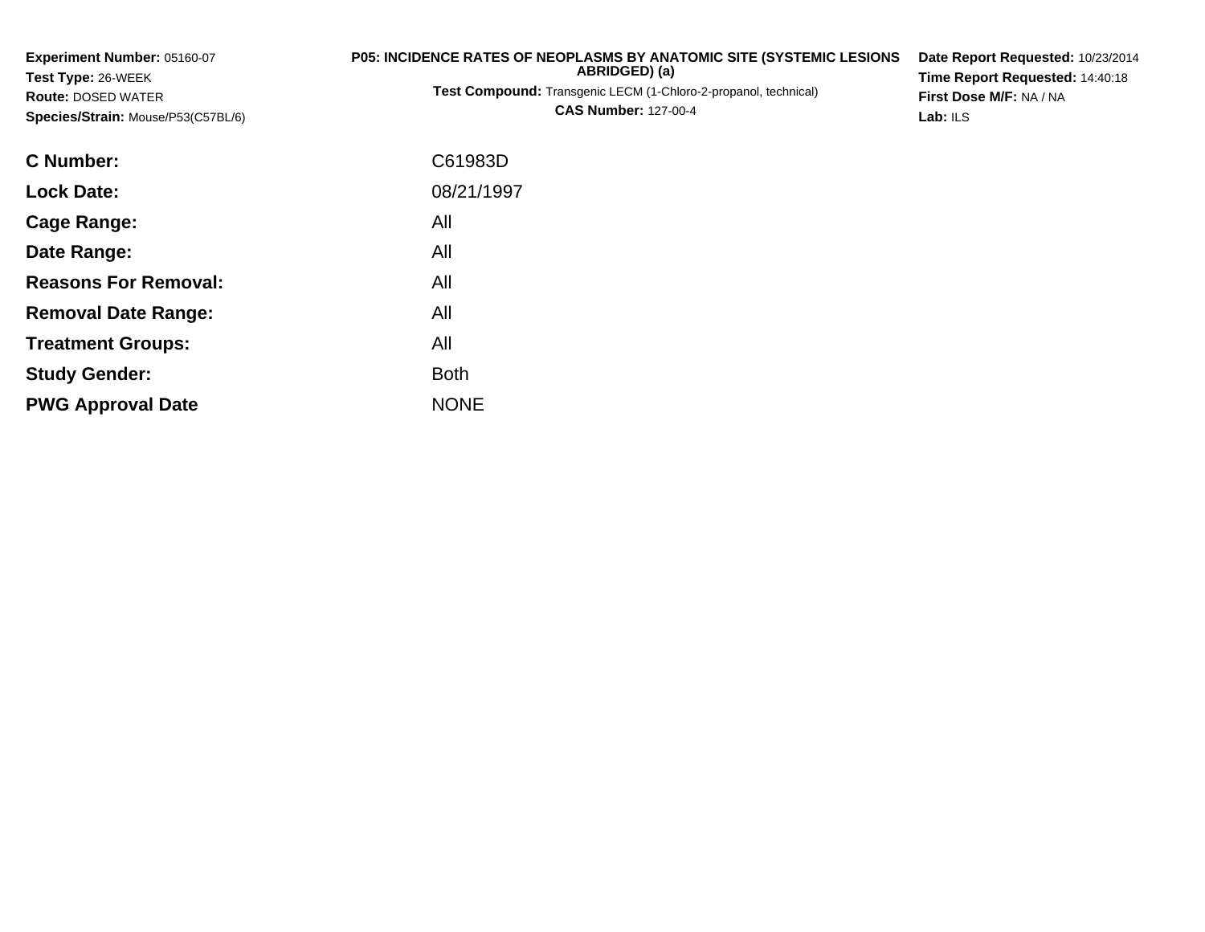**Experiment Number:** 05160-07
**Test Type:** 26-WEEK
**Route:** DOSED WATER
**Species/Strain:** Mouse/P53(C57BL/6)

**P05: INCIDENCE RATES OF NEOPLASMS BY ANATOMIC SITE (SYSTEMIC LESIONS ABRIDGED) (a)**
**Test Compound:** Transgenic LECM (1-Chloro-2-propanol, technical)
**CAS Number:** 127-00-4

**Date Report Requested:** 10/23/2014
**Time Report Requested:** 14:40:18
**First Dose M/F:** NA / NA
**Lab:** ILS

| | |
|---|---|
| **C Number:** | C61983D |
| **Lock Date:** | 08/21/1997 |
| **Cage Range:** | All |
| **Date Range:** | All |
| **Reasons For Removal:** | All |
| **Removal Date Range:** | All |
| **Treatment Groups:** | All |
| **Study Gender:** | Both |
| **PWG Approval Date** | NONE |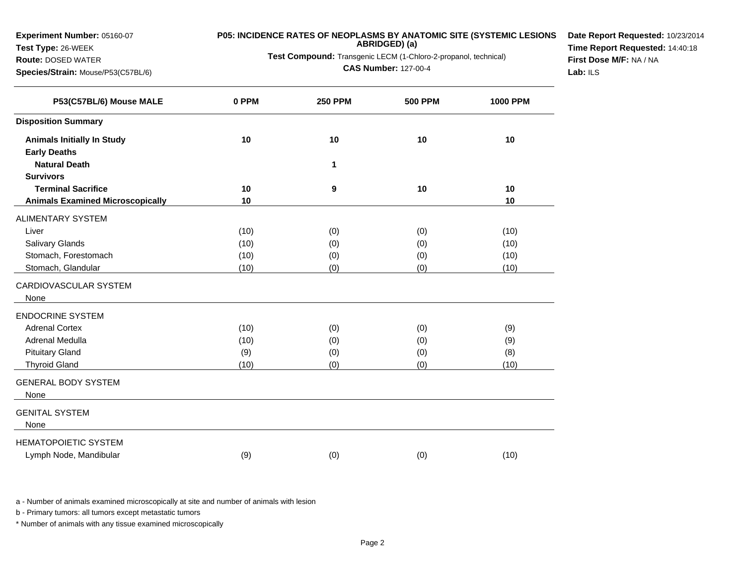**Experiment Number:** 05160-07
**Test Type:** 26-WEEK
**Route:** DOSED WATER
**Species/Strain:** Mouse/P53(C57BL/6)

**P05: INCIDENCE RATES OF NEOPLASMS BY ANATOMIC SITE (SYSTEMIC LESIONS ABRIDGED) (a)**

**Test Compound:** Transgenic LECM (1-Chloro-2-propanol, technical)

**CAS Number:** 127-00-4

**Date Report Requested:** 10/23/2014
**Time Report Requested:** 14:40:18
**First Dose M/F:** NA / NA
**Lab:** ILS

| P53(C57BL/6) Mouse MALE | 0 PPM | 250 PPM | 500 PPM | 1000 PPM |
|---|---|---|---|---|
| **Disposition Summary** | | | | |
| **Animals Initially In Study** | 10 | 10 | 10 | 10 |
| **Early Deaths** | | | | |
| **Natural Death** | | 1 | | |
| **Survivors** | | | | |
| **Terminal Sacrifice** | 10 | 9 | 10 | 10 |
| **Animals Examined Microscopically** | 10 | | | 10 |
| ALIMENTARY SYSTEM | | | | |
| Liver | (10) | (0) | (0) | (10) |
| Salivary Glands | (10) | (0) | (0) | (10) |
| Stomach, Forestomach | (10) | (0) | (0) | (10) |
| Stomach, Glandular | (10) | (0) | (0) | (10) |
| CARDIOVASCULAR SYSTEM | | | | |
| None | | | | |
| ENDOCRINE SYSTEM | | | | |
| Adrenal Cortex | (10) | (0) | (0) | (9) |
| Adrenal Medulla | (10) | (0) | (0) | (9) |
| Pituitary Gland | (9) | (0) | (0) | (8) |
| Thyroid Gland | (10) | (0) | (0) | (10) |
| GENERAL BODY SYSTEM | | | | |
| None | | | | |
| GENITAL SYSTEM | | | | |
| None | | | | |
| HEMATOPOIETIC SYSTEM | | | | |
| Lymph Node, Mandibular | (9) | (0) | (0) | (10) |

a - Number of animals examined microscopically at site and number of animals with lesion

b - Primary tumors: all tumors except metastatic tumors

* Number of animals with any tissue examined microscopically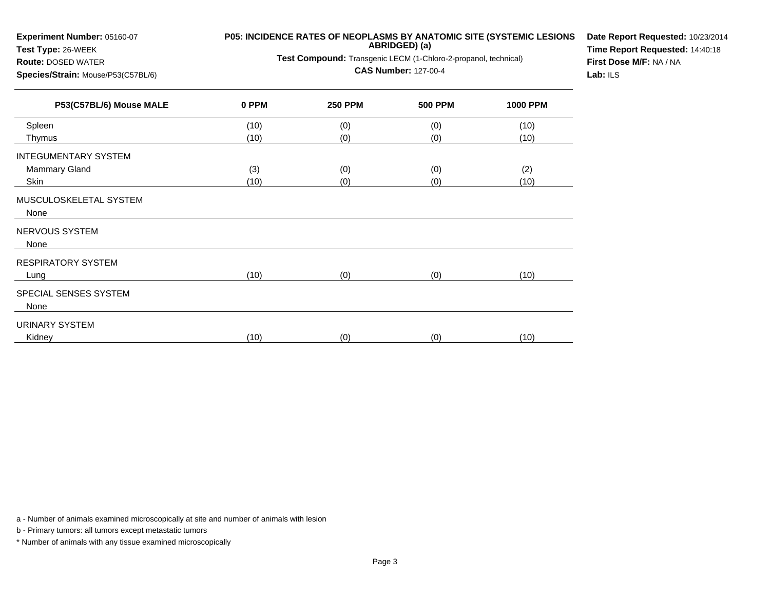**Experiment Number:** 05160-07
**Test Type:** 26-WEEK
**Route:** DOSED WATER
**Species/Strain:** Mouse/P53(C57BL/6)

**P05: INCIDENCE RATES OF NEOPLASMS BY ANATOMIC SITE (SYSTEMIC LESIONS ABRIDGED) (a)**

**Test Compound:** Transgenic LECM (1-Chloro-2-propanol, technical)

**CAS Number:** 127-00-4

**Date Report Requested:** 10/23/2014
**Time Report Requested:** 14:40:18
**First Dose M/F:** NA / NA
**Lab:** ILS

| P53(C57BL/6) Mouse MALE | 0 PPM | 250 PPM | 500 PPM | 1000 PPM |
|---|---|---|---|---|
| Spleen | (10) | (0) | (0) | (10) |
| Thymus | (10) | (0) | (0) | (10) |
| INTEGUMENTARY SYSTEM | | | | |
| Mammary Gland | (3) | (0) | (0) | (2) |
| Skin | (10) | (0) | (0) | (10) |
| MUSCULOSKELETAL SYSTEM | | | | |
| None | | | | |
| NERVOUS SYSTEM | | | | |
| None | | | | |
| RESPIRATORY SYSTEM | | | | |
| Lung | (10) | (0) | (0) | (10) |
| SPECIAL SENSES SYSTEM | | | | |
| None | | | | |
| URINARY SYSTEM | | | | |
| Kidney | (10) | (0) | (0) | (10) |

a - Number of animals examined microscopically at site and number of animals with lesion

b - Primary tumors: all tumors except metastatic tumors

* Number of animals with any tissue examined microscopically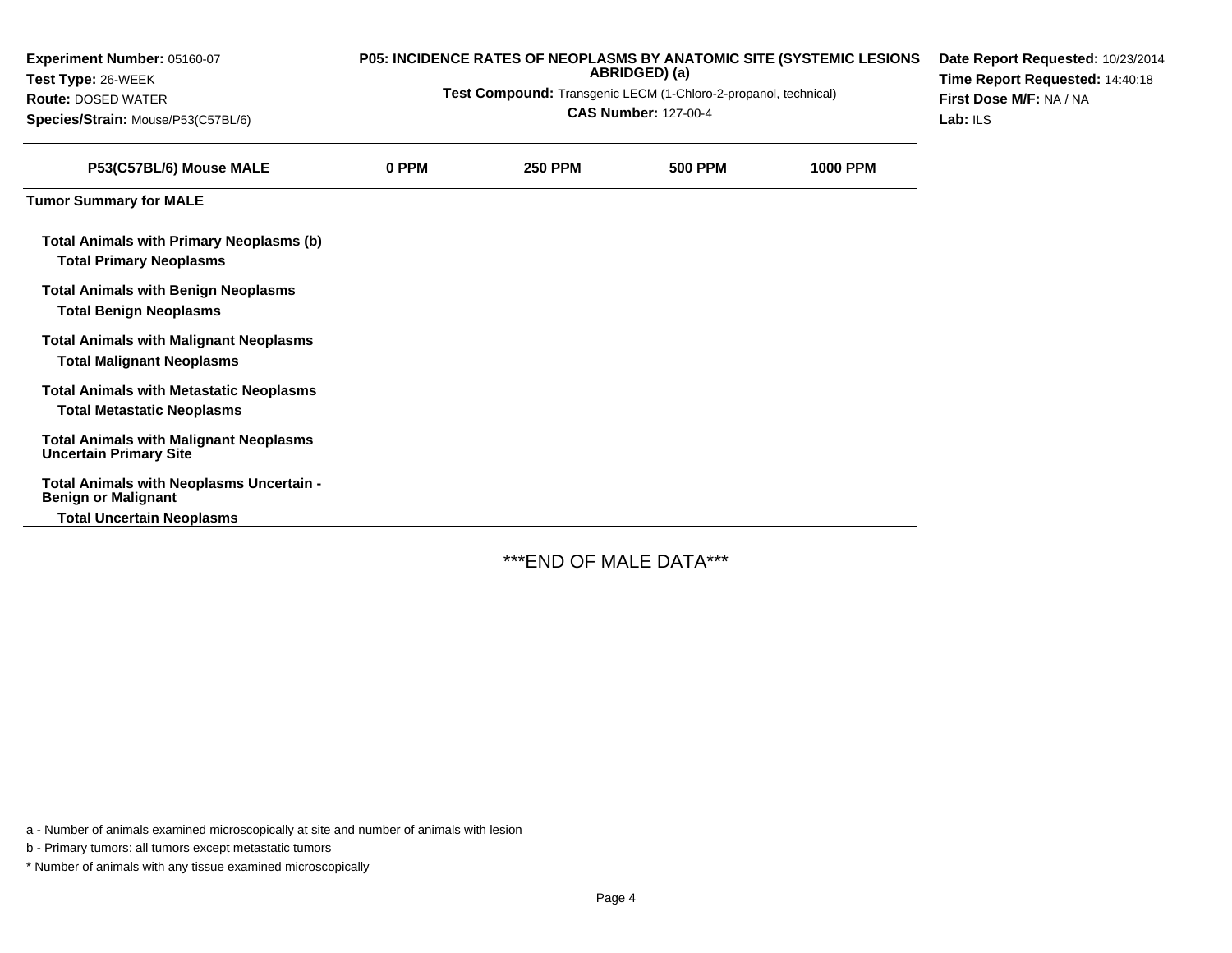**Experiment Number:** 05160-07
**Test Type:** 26-WEEK
**Route:** DOSED WATER
**Species/Strain:** Mouse/P53(C57BL/6)

**P05: INCIDENCE RATES OF NEOPLASMS BY ANATOMIC SITE (SYSTEMIC LESIONS ABRIDGED) (a)**

**Test Compound:** Transgenic LECM (1-Chloro-2-propanol, technical)

**CAS Number:** 127-00-4

**Date Report Requested:** 10/23/2014
**Time Report Requested:** 14:40:18
**First Dose M/F:** NA / NA
**Lab:** ILS

| P53(C57BL/6) Mouse MALE | 0 PPM | 250 PPM | 500 PPM | 1000 PPM |
|---|---|---|---|---|
| **Tumor Summary for MALE** | | | | |
| **Total Animals with Primary Neoplasms (b)** | | | | |
| **Total Primary Neoplasms** | | | | |
| **Total Animals with Benign Neoplasms** | | | | |
| **Total Benign Neoplasms** | | | | |
| **Total Animals with Malignant Neoplasms** | | | | |
| **Total Malignant Neoplasms** | | | | |
| **Total Animals with Metastatic Neoplasms** | | | | |
| **Total Metastatic Neoplasms** | | | | |
| **Total Animals with Malignant Neoplasms Uncertain Primary Site** | | | | |
| **Total Animals with Neoplasms Uncertain - Benign or Malignant** | | | | |
| **Total Uncertain Neoplasms** | | | | |

***END OF MALE DATA***

a - Number of animals examined microscopically at site and number of animals with lesion

b - Primary tumors: all tumors except metastatic tumors

* Number of animals with any tissue examined microscopically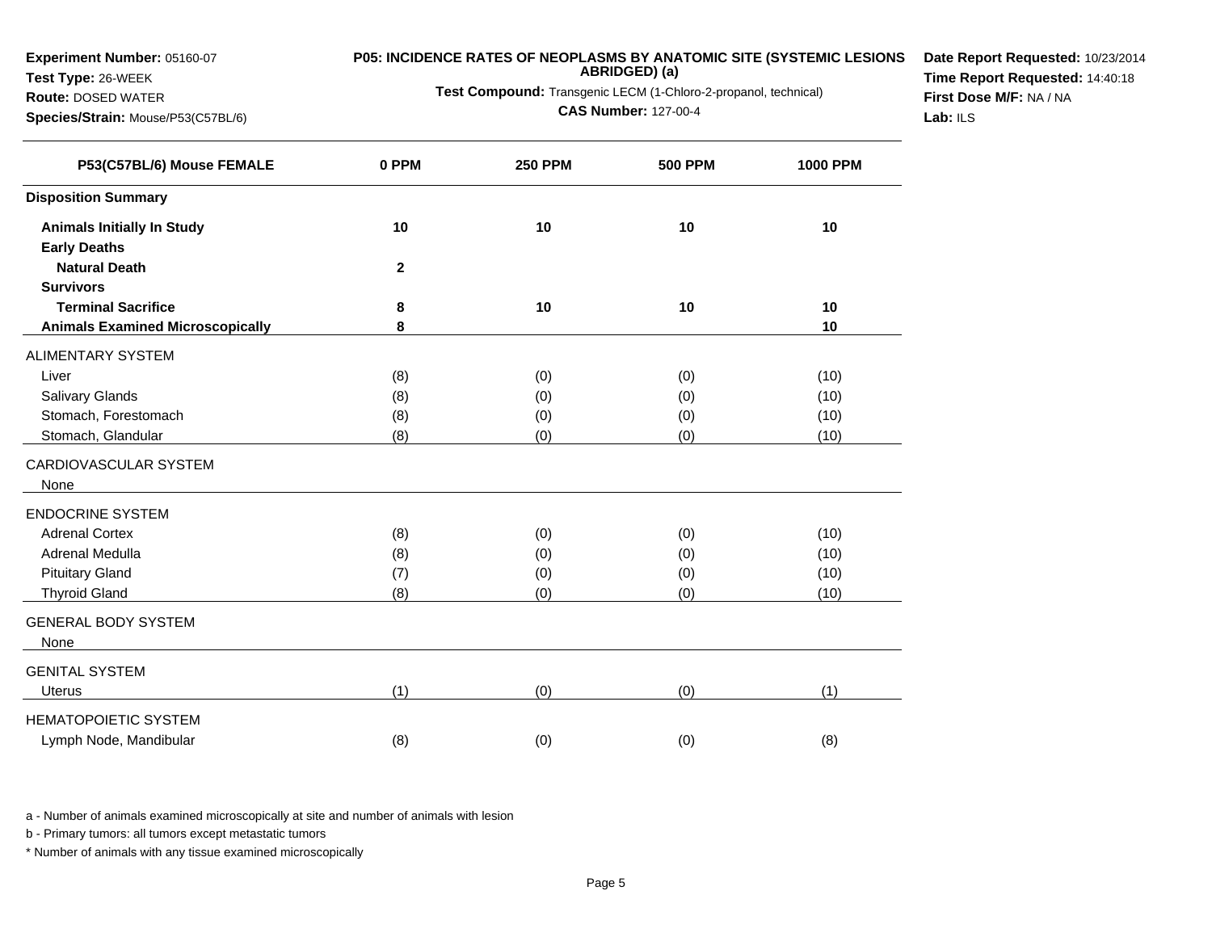**Experiment Number:** 05160-07
**Test Type:** 26-WEEK
**Route:** DOSED WATER
**Species/Strain:** Mouse/P53(C57BL/6)

**P05: INCIDENCE RATES OF NEOPLASMS BY ANATOMIC SITE (SYSTEMIC LESIONS ABRIDGED) (a)**

**Test Compound:** Transgenic LECM (1-Chloro-2-propanol, technical)

**CAS Number:** 127-00-4

**Date Report Requested:** 10/23/2014
**Time Report Requested:** 14:40:18
**First Dose M/F:** NA / NA
**Lab:** ILS

| P53(C57BL/6) Mouse FEMALE | 0 PPM | 250 PPM | 500 PPM | 1000 PPM |
|---|---|---|---|---|
| **Disposition Summary** | | | | |
| **Animals Initially In Study** | **10** | **10** | **10** | **10** |
| **Early Deaths** | | | | |
| **Natural Death** | **2** | | | |
| **Survivors** | | | | |
| **Terminal Sacrifice** | **8** | **10** | **10** | **10** |
| **Animals Examined Microscopically** | **8** | | | **10** |
| ALIMENTARY SYSTEM | | | | |
| Liver | (8) | (0) | (0) | (10) |
| Salivary Glands | (8) | (0) | (0) | (10) |
| Stomach, Forestomach | (8) | (0) | (0) | (10) |
| Stomach, Glandular | (8) | (0) | (0) | (10) |
| CARDIOVASCULAR SYSTEM | | | | |
| None | | | | |
| ENDOCRINE SYSTEM | | | | |
| Adrenal Cortex | (8) | (0) | (0) | (10) |
| Adrenal Medulla | (8) | (0) | (0) | (10) |
| Pituitary Gland | (7) | (0) | (0) | (10) |
| Thyroid Gland | (8) | (0) | (0) | (10) |
| GENERAL BODY SYSTEM | | | | |
| None | | | | |
| GENITAL SYSTEM | | | | |
| Uterus | (1) | (0) | (0) | (1) |
| HEMATOPOIETIC SYSTEM | | | | |
| Lymph Node, Mandibular | (8) | (0) | (0) | (8) |

a - Number of animals examined microscopically at site and number of animals with lesion

b - Primary tumors: all tumors except metastatic tumors

* Number of animals with any tissue examined microscopically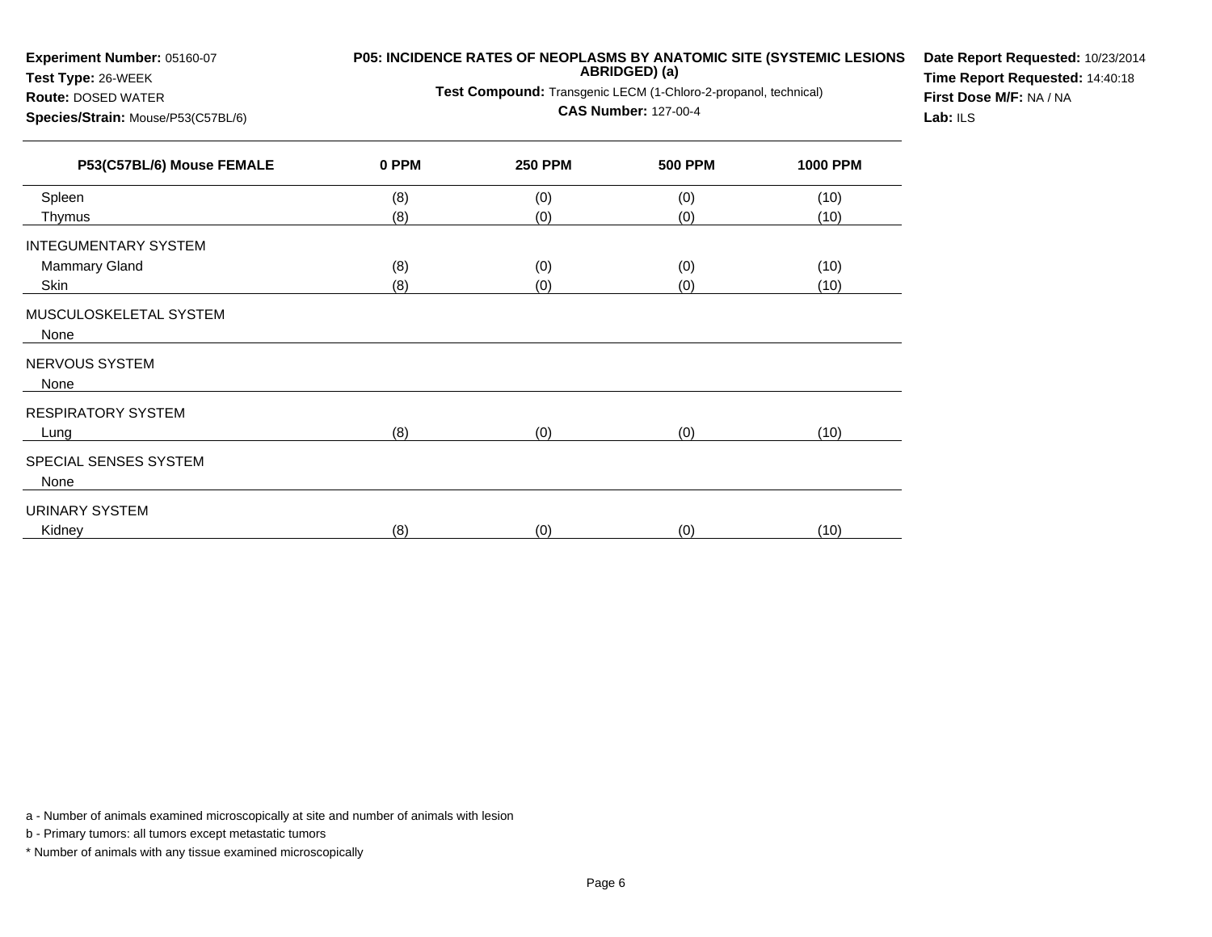**Experiment Number:** 05160-07
**Test Type:** 26-WEEK
**Route:** DOSED WATER
**Species/Strain:** Mouse/P53(C57BL/6)

**P05: INCIDENCE RATES OF NEOPLASMS BY ANATOMIC SITE (SYSTEMIC LESIONS ABRIDGED) (a)**

**Test Compound:** Transgenic LECM (1-Chloro-2-propanol, technical)

**CAS Number:** 127-00-4

**Date Report Requested:** 10/23/2014
**Time Report Requested:** 14:40:18
**First Dose M/F:** NA / NA
**Lab:** ILS

| P53(C57BL/6) Mouse FEMALE | 0 PPM | 250 PPM | 500 PPM | 1000 PPM |
|---|---|---|---|---|
| Spleen | (8) | (0) | (0) | (10) |
| Thymus | (8) | (0) | (0) | (10) |
| INTEGUMENTARY SYSTEM | | | | |
| Mammary Gland | (8) | (0) | (0) | (10) |
| Skin | (8) | (0) | (0) | (10) |
| MUSCULOSKELETAL SYSTEM | | | | |
| None | | | | |
| NERVOUS SYSTEM | | | | |
| None | | | | |
| RESPIRATORY SYSTEM | | | | |
| Lung | (8) | (0) | (0) | (10) |
| SPECIAL SENSES SYSTEM | | | | |
| None | | | | |
| URINARY SYSTEM | | | | |
| Kidney | (8) | (0) | (0) | (10) |

a - Number of animals examined microscopically at site and number of animals with lesion

b - Primary tumors: all tumors except metastatic tumors

* Number of animals with any tissue examined microscopically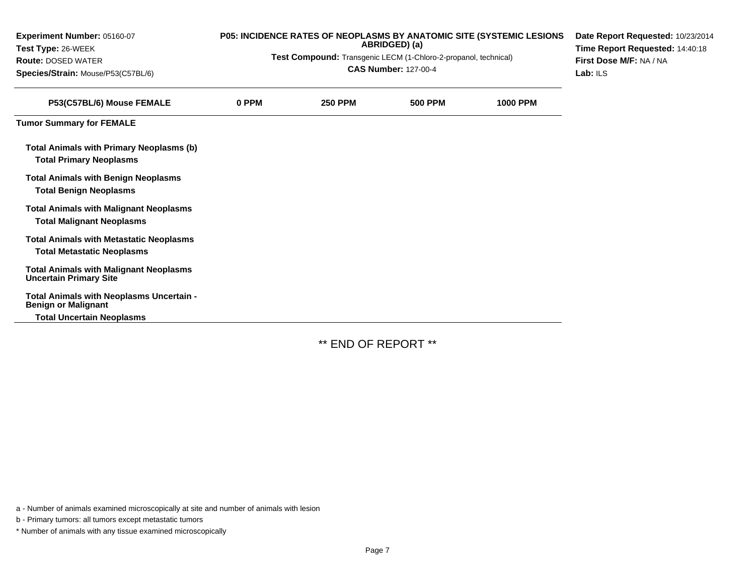**Experiment Number:** 05160-07
**Test Type:** 26-WEEK
**Route:** DOSED WATER
**Species/Strain:** Mouse/P53(C57BL/6)

**P05: INCIDENCE RATES OF NEOPLASMS BY ANATOMIC SITE (SYSTEMIC LESIONS ABRIDGED) (a)**

**Test Compound:** Transgenic LECM (1-Chloro-2-propanol, technical)

**CAS Number:** 127-00-4

**Date Report Requested:** 10/23/2014
**Time Report Requested:** 14:40:18
**First Dose M/F:** NA / NA
**Lab:** ILS

| P53(C57BL/6) Mouse FEMALE | 0 PPM | 250 PPM | 500 PPM | 1000 PPM |
|---|---|---|---|---|
| **Tumor Summary for FEMALE** | | | | |
| **Total Animals with Primary Neoplasms (b)** | | | | |
| **Total Primary Neoplasms** | | | | |
| **Total Animals with Benign Neoplasms** | | | | |
| **Total Benign Neoplasms** | | | | |
| **Total Animals with Malignant Neoplasms** | | | | |
| **Total Malignant Neoplasms** | | | | |
| **Total Animals with Metastatic Neoplasms** | | | | |
| **Total Metastatic Neoplasms** | | | | |
| **Total Animals with Malignant Neoplasms Uncertain Primary Site** | | | | |
| **Total Animals with Neoplasms Uncertain - Benign or Malignant** | | | | |
| **Total Uncertain Neoplasms** | | | | |

** END OF REPORT **

a - Number of animals examined microscopically at site and number of animals with lesion

b - Primary tumors: all tumors except metastatic tumors

* Number of animals with any tissue examined microscopically